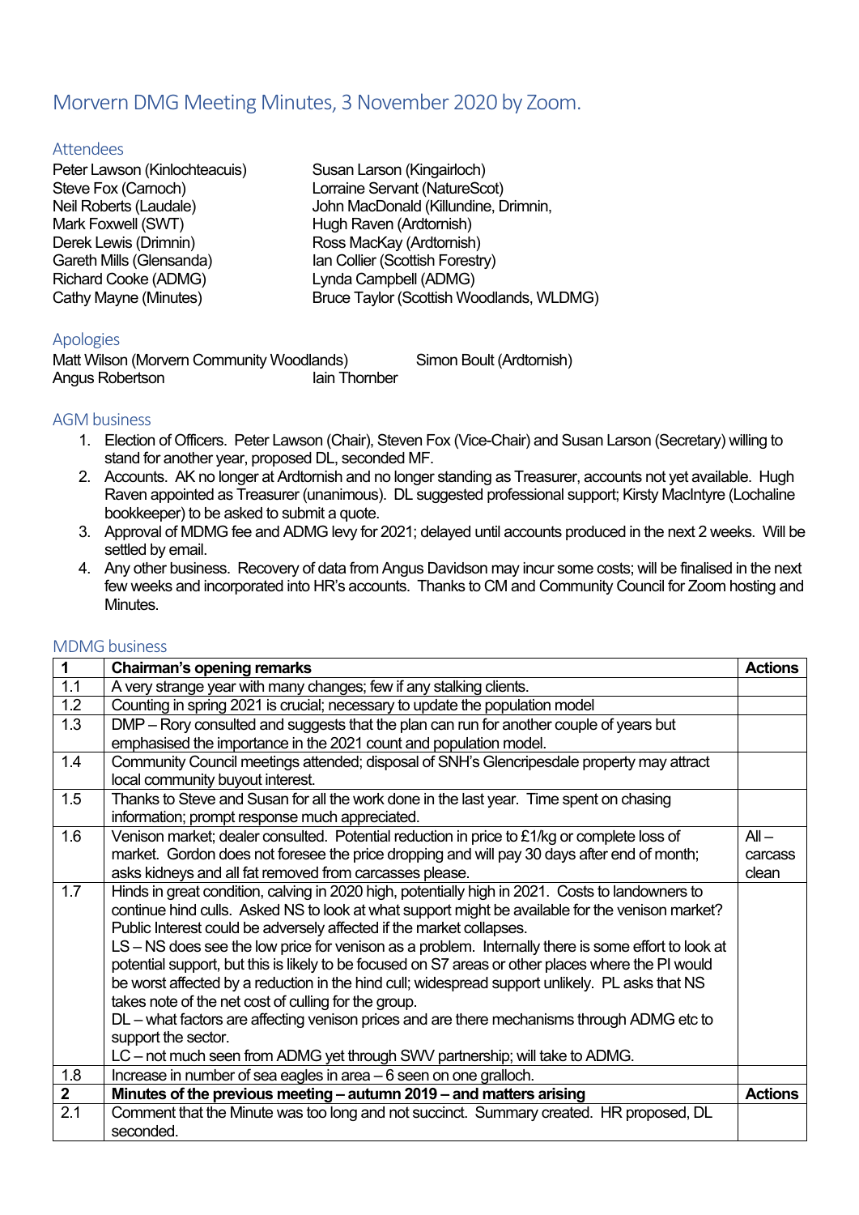# Morvern DMG Meeting Minutes, 3 November 2020 by Zoom.

## Attendees

Peter Lawson (Kinlochteacuis)
Steve Fox (Carnoch)
Neil Roberts (Laudale)
Mark Foxwell (SWT)
Derek Lewis (Drimnin)
Gareth Mills (Glensanda)
Richard Cooke (ADMG)
Cathy Mayne (Minutes)
Susan Larson (Kingairloch)
Lorraine Servant (NatureScot)
John MacDonald (Killundine, Drimnin,
Hugh Raven (Ardtornish)
Ross MacKay (Ardtornish)
Ian Collier (Scottish Forestry)
Lynda Campbell (ADMG)
Bruce Taylor (Scottish Woodlands, WLDMG)

## Apologies

Matt Wilson (Morvern Community Woodlands)
Simon Boult (Ardtornish)
Angus Robertson
Iain Thornber

## AGM business

1. Election of Officers. Peter Lawson (Chair), Steven Fox (Vice-Chair) and Susan Larson (Secretary) willing to stand for another year, proposed DL, seconded MF.
2. Accounts. AK no longer at Ardtornish and no longer standing as Treasurer, accounts not yet available. Hugh Raven appointed as Treasurer (unanimous). DL suggested professional support; Kirsty MacIntyre (Lochaline bookkeeper) to be asked to submit a quote.
3. Approval of MDMG fee and ADMG levy for 2021; delayed until accounts produced in the next 2 weeks. Will be settled by email.
4. Any other business. Recovery of data from Angus Davidson may incur some costs; will be finalised in the next few weeks and incorporated into HR's accounts. Thanks to CM and Community Council for Zoom hosting and Minutes.

## MDMG business

| **1** | **Chairman's opening remarks** | **Actions** |
|---|---|---|
| 1.1 | A very strange year with many changes; few if any stalking clients. | |
| 1.2 | Counting in spring 2021 is crucial; necessary to update the population model | |
| 1.3 | DMP – Rory consulted and suggests that the plan can run for another couple of years but emphasised the importance in the 2021 count and population model. | |
| 1.4 | Community Council meetings attended; disposal of SNH's Glencripesdale property may attract local community buyout interest. | |
| 1.5 | Thanks to Steve and Susan for all the work done in the last year. Time spent on chasing information; prompt response much appreciated. | |
| 1.6 | Venison market; dealer consulted. Potential reduction in price to £1/kg or complete loss of market. Gordon does not foresee the price dropping and will pay 30 days after end of month; asks kidneys and all fat removed from carcasses please. | All – carcass clean |
| 1.7 | Hinds in great condition, calving in 2020 high, potentially high in 2021. Costs to landowners to continue hind culls. Asked NS to look at what support might be available for the venison market? Public Interest could be adversely affected if the market collapses.<br>LS – NS does see the low price for venison as a problem. Internally there is some effort to look at potential support, but this is likely to be focused on S7 areas or other places where the PI would be worst affected by a reduction in the hind cull; widespread support unlikely. PL asks that NS takes note of the net cost of culling for the group.<br>DL – what factors are affecting venison prices and are there mechanisms through ADMG etc to support the sector.<br>LC – not much seen from ADMG yet through SWV partnership; will take to ADMG. | |
| 1.8 | Increase in number of sea eagles in area – 6 seen on one gralloch. | |
| **2** | **Minutes of the previous meeting – autumn 2019 – and matters arising** | **Actions** |
| 2.1 | Comment that the Minute was too long and not succinct. Summary created. HR proposed, DL seconded. | |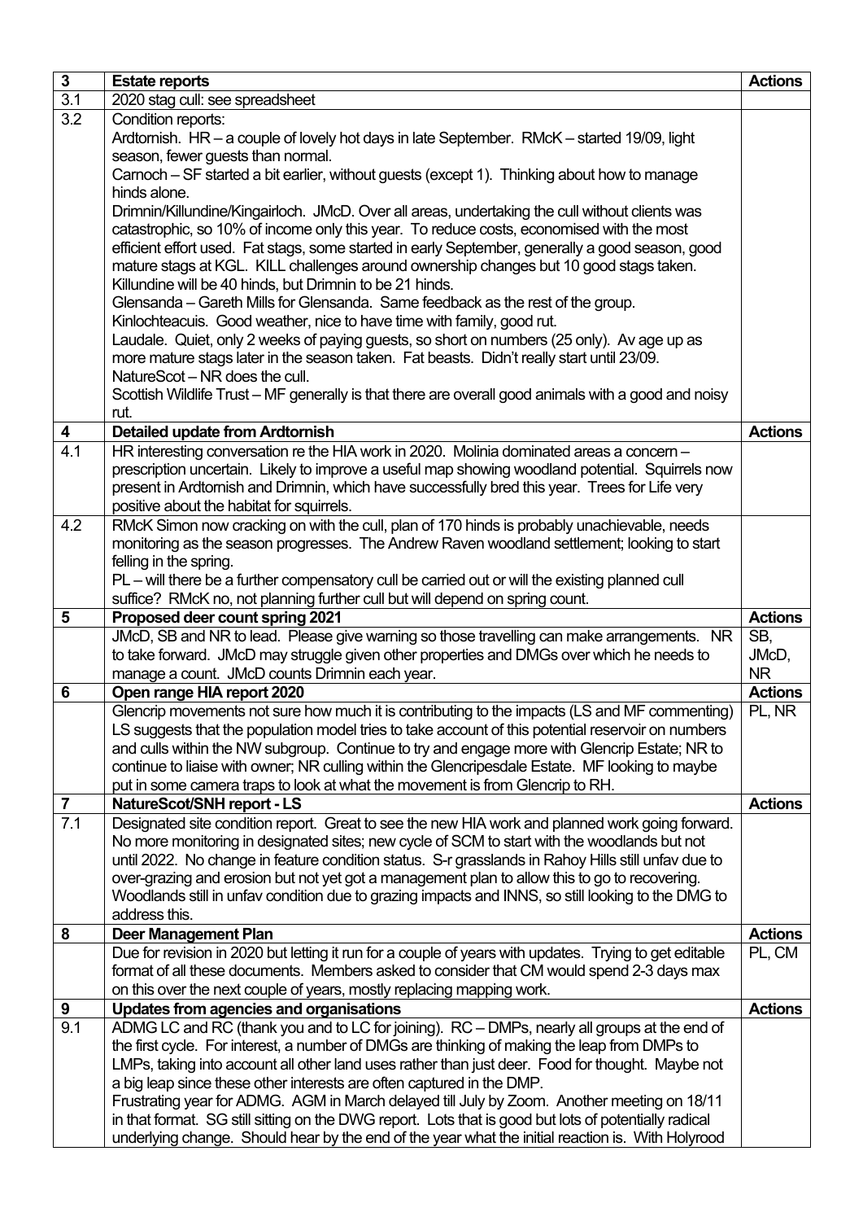| 3 | **Estate reports** | **Actions** |
|---|---|---|
| 3.1 | 2020 stag cull: see spreadsheet | |
| 3.2 | Condition reports:<br>Ardtornish. HR – a couple of lovely hot days in late September. RMcK – started 19/09, light season, fewer guests than normal.<br>Carnoch – SF started a bit earlier, without guests (except 1). Thinking about how to manage hinds alone.<br>Drimnin/Killundine/Kingairloch. JMcD. Over all areas, undertaking the cull without clients was catastrophic, so 10% of income only this year. To reduce costs, economised with the most efficient effort used. Fat stags, some started in early September, generally a good season, good mature stags at KGL. KILL challenges around ownership changes but 10 good stags taken. Killundine will be 40 hinds, but Drimnin to be 21 hinds.<br>Glensanda – Gareth Mills for Glensanda. Same feedback as the rest of the group.<br>Kinlochteacuis. Good weather, nice to have time with family, good rut.<br>Laudale. Quiet, only 2 weeks of paying guests, so short on numbers (25 only). Av age up as more mature stags later in the season taken. Fat beasts. Didn't really start until 23/09.<br>NatureScot – NR does the cull.<br>Scottish Wildlife Trust – MF generally is that there are overall good animals with a good and noisy rut. | |
| **4** | **Detailed update from Ardtornish** | **Actions** |
| 4.1 | HR interesting conversation re the HIA work in 2020. Molinia dominated areas a concern – prescription uncertain. Likely to improve a useful map showing woodland potential. Squirrels now present in Ardtornish and Drimnin, which have successfully bred this year. Trees for Life very positive about the habitat for squirrels. | |
| 4.2 | RMcK Simon now cracking on with the cull, plan of 170 hinds is probably unachievable, needs monitoring as the season progresses. The Andrew Raven woodland settlement; looking to start felling in the spring.<br>PL – will there be a further compensatory cull be carried out or will the existing planned cull suffice? RMcK no, not planning further cull but will depend on spring count. | |
| **5** | **Proposed deer count spring 2021** | **Actions** |
| | JMcD, SB and NR to lead. Please give warning so those travelling can make arrangements. NR to take forward. JMcD may struggle given other properties and DMGs over which he needs to manage a count. JMcD counts Drimnin each year. | SB, JMcD, NR |
| **6** | **Open range HIA report 2020** | **Actions** |
| | Glencrip movements not sure how much it is contributing to the impacts (LS and MF commenting) LS suggests that the population model tries to take account of this potential reservoir on numbers and culls within the NW subgroup. Continue to try and engage more with Glencrip Estate; NR to continue to liaise with owner; NR culling within the Glencripesdale Estate. MF looking to maybe put in some camera traps to look at what the movement is from Glencrip to RH. | PL, NR |
| **7** | **NatureScot/SNH report - LS** | **Actions** |
| 7.1 | Designated site condition report. Great to see the new HIA work and planned work going forward. No more monitoring in designated sites; new cycle of SCM to start with the woodlands but not until 2022. No change in feature condition status. S-r grasslands in Rahoy Hills still unfav due to over-grazing and erosion but not yet got a management plan to allow this to go to recovering. Woodlands still in unfav condition due to grazing impacts and INNS, so still looking to the DMG to address this. | |
| **8** | **Deer Management Plan** | **Actions** |
| | Due for revision in 2020 but letting it run for a couple of years with updates. Trying to get editable format of all these documents. Members asked to consider that CM would spend 2-3 days max on this over the next couple of years, mostly replacing mapping work. | PL, CM |
| **9** | **Updates from agencies and organisations** | **Actions** |
| 9.1 | ADMG LC and RC (thank you and to LC for joining). RC – DMPs, nearly all groups at the end of the first cycle. For interest, a number of DMGs are thinking of making the leap from DMPs to LMPs, taking into account all other land uses rather than just deer. Food for thought. Maybe not a big leap since these other interests are often captured in the DMP.<br>Frustrating year for ADMG. AGM in March delayed till July by Zoom. Another meeting on 18/11 in that format. SG still sitting on the DWG report. Lots that is good but lots of potentially radical underlying change. Should hear by the end of the year what the initial reaction is. With Holyrood | |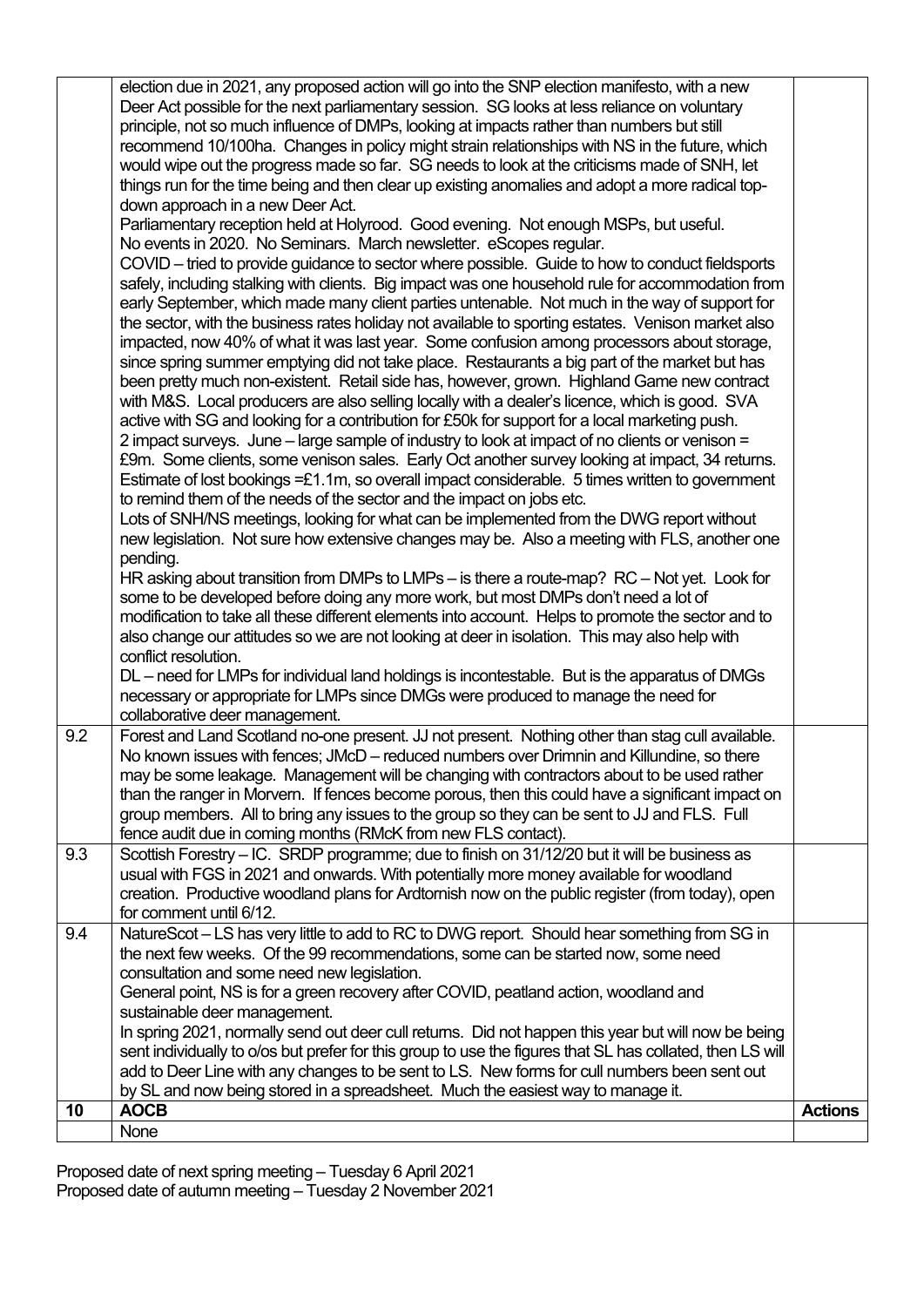| | | |
|---|---|---|
| | election due in 2021, any proposed action will go into the SNP election manifesto, with a new Deer Act possible for the next parliamentary session. SG looks at less reliance on voluntary principle, not so much influence of DMPs, looking at impacts rather than numbers but still recommend 10/100ha. Changes in policy might strain relationships with NS in the future, which would wipe out the progress made so far. SG needs to look at the criticisms made of SNH, let things run for the time being and then clear up existing anomalies and adopt a more radical top-down approach in a new Deer Act.<br>Parliamentary reception held at Holyrood. Good evening. Not enough MSPs, but useful.<br>No events in 2020. No Seminars. March newsletter. eScopes regular.<br>COVID – tried to provide guidance to sector where possible. Guide to how to conduct fieldsports safely, including stalking with clients. Big impact was one household rule for accommodation from early September, which made many client parties untenable. Not much in the way of support for the sector, with the business rates holiday not available to sporting estates. Venison market also impacted, now 40% of what it was last year. Some confusion among processors about storage, since spring summer emptying did not take place. Restaurants a big part of the market but has been pretty much non-existent. Retail side has, however, grown. Highland Game new contract with M&S. Local producers are also selling locally with a dealer's licence, which is good. SVA active with SG and looking for a contribution for £50k for support for a local marketing push.<br>2 impact surveys. June – large sample of industry to look at impact of no clients or venison = £9m. Some clients, some venison sales. Early Oct another survey looking at impact, 34 returns. Estimate of lost bookings =£1.1m, so overall impact considerable. 5 times written to government to remind them of the needs of the sector and the impact on jobs etc.<br>Lots of SNH/NS meetings, looking for what can be implemented from the DWG report without new legislation. Not sure how extensive changes may be. Also a meeting with FLS, another one pending.<br>HR asking about transition from DMPs to LMPs – is there a route-map? RC – Not yet. Look for some to be developed before doing any more work, but most DMPs don't need a lot of modification to take all these different elements into account. Helps to promote the sector and to also change our attitudes so we are not looking at deer in isolation. This may also help with conflict resolution.<br>DL – need for LMPs for individual land holdings is incontestable. But is the apparatus of DMGs necessary or appropriate for LMPs since DMGs were produced to manage the need for collaborative deer management. | |
| 9.2 | Forest and Land Scotland no-one present. JJ not present. Nothing other than stag cull available. No known issues with fences; JMcD – reduced numbers over Drimnin and Killundine, so there may be some leakage. Management will be changing with contractors about to be used rather than the ranger in Morvern. If fences become porous, then this could have a significant impact on group members. All to bring any issues to the group so they can be sent to JJ and FLS. Full fence audit due in coming months (RMcK from new FLS contact). | |
| 9.3 | Scottish Forestry – IC. SRDP programme; due to finish on 31/12/20 but it will be business as usual with FGS in 2021 and onwards. With potentially more money available for woodland creation. Productive woodland plans for Ardtornish now on the public register (from today), open for comment until 6/12. | |
| 9.4 | NatureScot – LS has very little to add to RC to DWG report. Should hear something from SG in the next few weeks. Of the 99 recommendations, some can be started now, some need consultation and some need new legislation.<br>General point, NS is for a green recovery after COVID, peatland action, woodland and sustainable deer management.<br>In spring 2021, normally send out deer cull returns. Did not happen this year but will now be being sent individually to o/os but prefer for this group to use the figures that SL has collated, then LS will add to Deer Line with any changes to be sent to LS. New forms for cull numbers been sent out by SL and now being stored in a spreadsheet. Much the easiest way to manage it. | |
| **10** | **AOCB** | **Actions** |
| | None | |

Proposed date of next spring meeting – Tuesday 6 April 2021
Proposed date of autumn meeting – Tuesday 2 November 2021